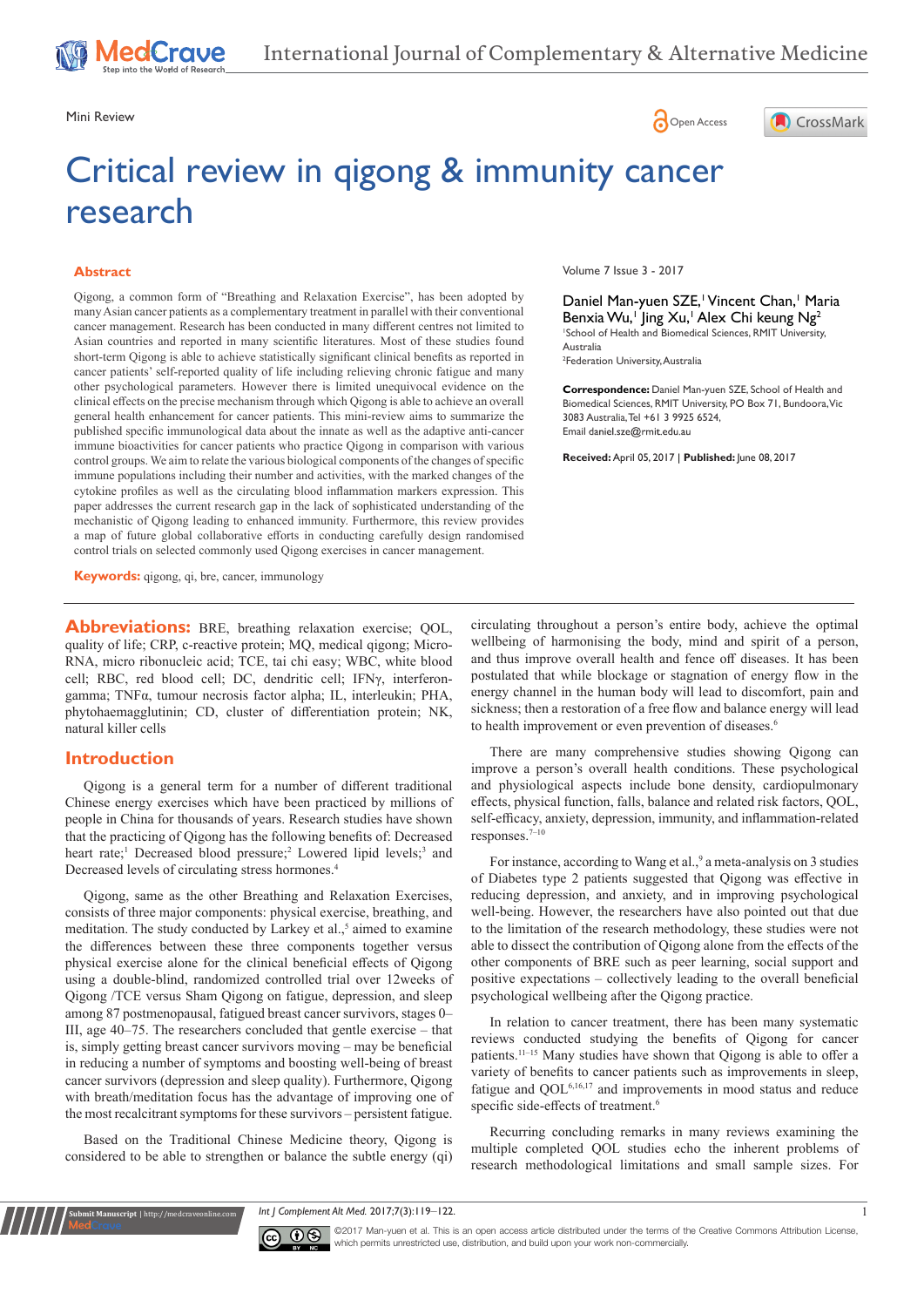Mini Review

# Critical review in qigong & immunity cancer research

## Abstract

Qigong, a common form of "Breathing and Relaxation Exercise", has been adopted by many Asian cancer patients as a complementary treatment in parallel with their conventional cancer management. Research has been conducted in many different centres not limited to Asian countries and reported in many scientific literatures. Most of these studies found short-term Qigong is able to achieve statistically significant clinical benefits as reported in cancer patients' self-reported quality of life including relieving chronic fatigue and many other psychological parameters. However there is limited unequivocal evidence on the clinical effects on the precise mechanism through which Qigong is able to achieve an overall general health enhancement for cancer patients. This mini-review aims to summarize the published specific immunological data about the innate as well as the adaptive anti-cancer immune bioactivities for cancer patients who practice Qigong in comparison with various control groups. We aim to relate the various biological components of the changes of specific immune populations including their number and activities, with the marked changes of the cytokine profiles as well as the circulating blood inflammation markers expression. This paper addresses the current research gap in the lack of sophisticated understanding of the mechanistic of Qigong leading to enhanced immunity. Furthermore, this review provides a map of future global collaborative efforts in conducting carefully design randomised control trials on selected commonly used Qigong exercises in cancer management.

**Keywords:** qigong, qi, bre, cancer, immunology

Volume 7 Issue 3 - 2017

Daniel Man-yuen SZE,[1] Vincent Chan,[1] Maria Benxia Wu,[1] Jing Xu,[1] Alex Chi keung Ng[2]

[1]School of Health and Biomedical Sciences, RMIT University, Australia

[2]Federation University, Australia

**Correspondence:** Daniel Man-yuen SZE, School of Health and Biomedical Sciences, RMIT University, PO Box 71, Bundoora, Vic 3083 Australia, Tel +61 3 9925 6524, Email daniel.sze@rmit.edu.au

**Received:** April 05, 2017 | **Published:** June 08, 2017

**Abbreviations:** BRE, breathing relaxation exercise; QOL, quality of life; CRP, c-reactive protein; MQ, medical qigong; Micro-RNA, micro ribonucleic acid; TCE, tai chi easy; WBC, white blood cell; RBC, red blood cell; DC, dendritic cell; IFNγ, interferon-gamma; TNFα, tumour necrosis factor alpha; IL, interleukin; PHA, phytohaemagglutinin; CD, cluster of differentiation protein; NK, natural killer cells

## Introduction

Qigong is a general term for a number of different traditional Chinese energy exercises which have been practiced by millions of people in China for thousands of years. Research studies have shown that the practicing of Qigong has the following benefits of: Decreased heart rate;[1] Decreased blood pressure;[2] Lowered lipid levels;[3] and Decreased levels of circulating stress hormones.[4]

Qigong, same as the other Breathing and Relaxation Exercises, consists of three major components: physical exercise, breathing, and meditation. The study conducted by Larkey et al.,[5] aimed to examine the differences between these three components together versus physical exercise alone for the clinical beneficial effects of Qigong using a double-blind, randomized controlled trial over 12weeks of Qigong /TCE versus Sham Qigong on fatigue, depression, and sleep among 87 postmenopausal, fatigued breast cancer survivors, stages 0–III, age 40–75. The researchers concluded that gentle exercise – that is, simply getting breast cancer survivors moving – may be beneficial in reducing a number of symptoms and boosting well-being of breast cancer survivors (depression and sleep quality). Furthermore, Qigong with breath/meditation focus has the advantage of improving one of the most recalcitrant symptoms for these survivors – persistent fatigue.

Based on the Traditional Chinese Medicine theory, Qigong is considered to be able to strengthen or balance the subtle energy (qi) circulating throughout a person's entire body, achieve the optimal wellbeing of harmonising the body, mind and spirit of a person, and thus improve overall health and fence off diseases. It has been postulated that while blockage or stagnation of energy flow in the energy channel in the human body will lead to discomfort, pain and sickness; then a restoration of a free flow and balance energy will lead to health improvement or even prevention of diseases.[6]

There are many comprehensive studies showing Qigong can improve a person's overall health conditions. These psychological and physiological aspects include bone density, cardiopulmonary effects, physical function, falls, balance and related risk factors, QOL, self-efficacy, anxiety, depression, immunity, and inflammation-related responses.[7–10]

For instance, according to Wang et al.,[9] a meta-analysis on 3 studies of Diabetes type 2 patients suggested that Qigong was effective in reducing depression, and anxiety, and in improving psychological well-being. However, the researchers have also pointed out that due to the limitation of the research methodology, these studies were not able to dissect the contribution of Qigong alone from the effects of the other components of BRE such as peer learning, social support and positive expectations – collectively leading to the overall beneficial psychological wellbeing after the Qigong practice.

In relation to cancer treatment, there has been many systematic reviews conducted studying the benefits of Qigong for cancer patients.[11–15] Many studies have shown that Qigong is able to offer a variety of benefits to cancer patients such as improvements in sleep, fatigue and QOL[6,16,17] and improvements in mood status and reduce specific side-effects of treatment.[6]

Recurring concluding remarks in many reviews examining the multiple completed QOL studies echo the inherent problems of research methodological limitations and small sample sizes. For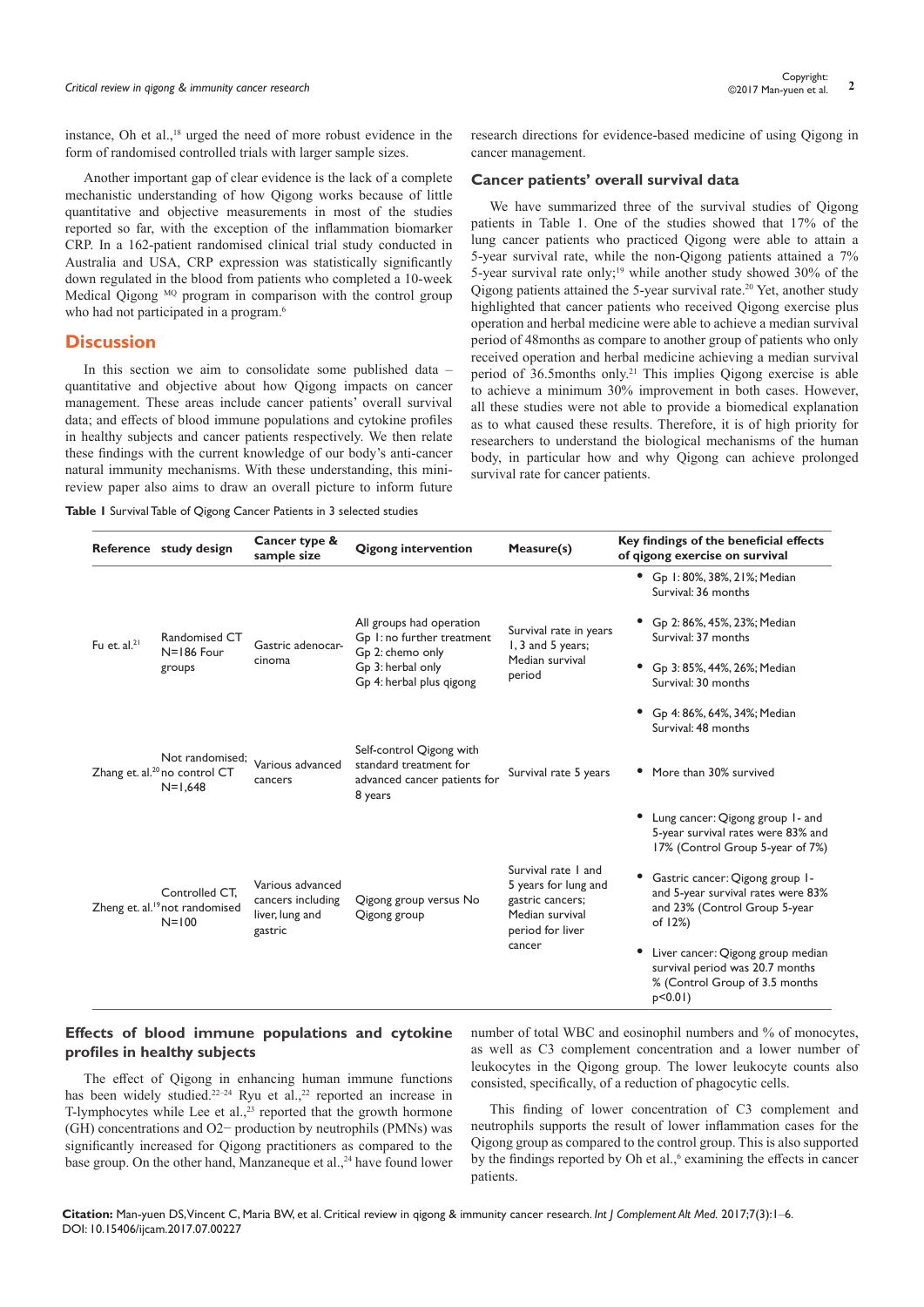instance, Oh et al.,[18] urged the need of more robust evidence in the form of randomised controlled trials with larger sample sizes.

Another important gap of clear evidence is the lack of a complete mechanistic understanding of how Qigong works because of little quantitative and objective measurements in most of the studies reported so far, with the exception of the inflammation biomarker CRP. In a 162-patient randomised clinical trial study conducted in Australia and USA, CRP expression was statistically significantly down regulated in the blood from patients who completed a 10-week Medical Qigong [MQ] program in comparison with the control group who had not participated in a program.[6]

## Discussion

In this section we aim to consolidate some published data – quantitative and objective about how Qigong impacts on cancer management. These areas include cancer patients' overall survival data; and effects of blood immune populations and cytokine profiles in healthy subjects and cancer patients respectively. We then relate these findings with the current knowledge of our body's anti-cancer natural immunity mechanisms. With these understanding, this mini-review paper also aims to draw an overall picture to inform future research directions for evidence-based medicine of using Qigong in cancer management.

### Cancer patients' overall survival data

We have summarized three of the survival studies of Qigong patients in Table 1. One of the studies showed that 17% of the lung cancer patients who practiced Qigong were able to attain a 5-year survival rate, while the non-Qigong patients attained a 7% 5-year survival rate only;[19] while another study showed 30% of the Qigong patients attained the 5-year survival rate.[20] Yet, another study highlighted that cancer patients who received Qigong exercise plus operation and herbal medicine were able to achieve a median survival period of 48months as compare to another group of patients who only received operation and herbal medicine achieving a median survival period of 36.5months only.[21] This implies Qigong exercise is able to achieve a minimum 30% improvement in both cases. However, all these studies were not able to provide a biomedical explanation as to what caused these results. Therefore, it is of high priority for researchers to understand the biological mechanisms of the human body, in particular how and why Qigong can achieve prolonged survival rate for cancer patients.

**Table 1** Survival Table of Qigong Cancer Patients in 3 selected studies

| Reference | study design | Cancer type & sample size | Qigong intervention | Measure(s) | Key findings of the beneficial effects of qigong exercise on survival |
|---|---|---|---|---|---|
| Fu et. al.[21] | Randomised CT N=186 Four groups | Gastric adenocarcinoma | All groups had operation<br>Gp 1: no further treatment<br>Gp 2: chemo only<br>Gp 3: herbal only<br>Gp 4: herbal plus qigong | Survival rate in years 1, 3 and 5 years; Median survival period | • Gp 1: 80%, 38%, 21%; Median Survival: 36 months<br>• Gp 2: 86%, 45%, 23%; Median Survival: 37 months<br>• Gp 3: 85%, 44%, 26%; Median Survival: 30 months<br>• Gp 4: 86%, 64%, 34%; Median Survival: 48 months |
| Zhang et. al.[20] | Not randomised; no control CT N=1,648 | Various advanced cancers | Self-control Qigong with standard treatment for advanced cancer patients for 8 years | Survival rate 5 years | • More than 30% survived |
| Zheng et. al.[19] | Controlled CT, not randomised N=100 | Various advanced cancers including liver, lung and gastric | Qigong group versus No Qigong group | Survival rate 1 and 5 years for lung and gastric cancers; Median survival period for liver cancer | • Lung cancer: Qigong group 1- and 5-year survival rates were 83% and 17% (Control Group 5-year of 7%)<br>• Gastric cancer: Qigong group 1- and 5-year survival rates were 83% and 23% (Control Group 5-year of 12%)<br>• Liver cancer: Qigong group median survival period was 20.7 months % (Control Group of 3.5 months $p<0.01$) |

### Effects of blood immune populations and cytokine profiles in healthy subjects

The effect of Qigong in enhancing human immune functions has been widely studied.[22–24] Ryu et al.,[22] reported an increase in T-lymphocytes while Lee et al.,[23] reported that the growth hormone (GH) concentrations and O2− production by neutrophils (PMNs) was significantly increased for Qigong practitioners as compared to the base group. On the other hand, Manzaneque et al.,[24] have found lower number of total WBC and eosinophil numbers and % of monocytes, as well as C3 complement concentration and a lower number of leukocytes in the Qigong group. The lower leukocyte counts also consisted, specifically, of a reduction of phagocytic cells.

This finding of lower concentration of C3 complement and neutrophils supports the result of lower inflammation cases for the Qigong group as compared to the control group. This is also supported by the findings reported by Oh et al.,[6] examining the effects in cancer patients.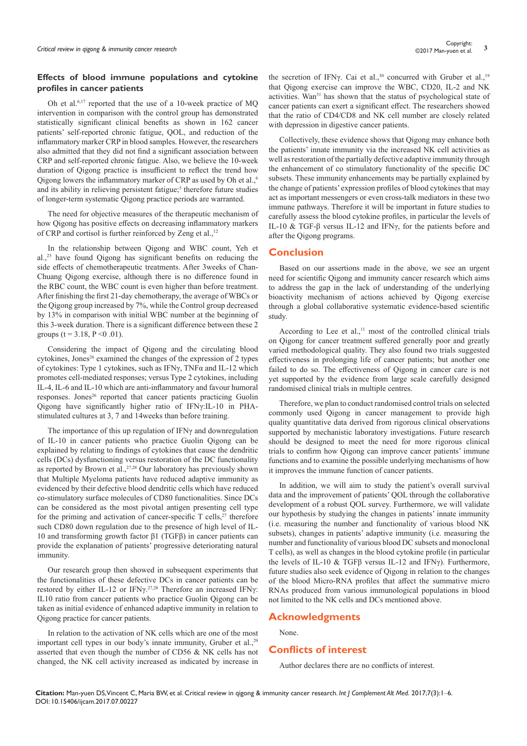## Effects of blood immune populations and cytokine profiles in cancer patients

Oh et al.[6,17] reported that the use of a 10-week practice of MQ intervention in comparison with the control group has demonstrated statistically significant clinical benefits as shown in 162 cancer patients' self-reported chronic fatigue, QOL, and reduction of the inflammatory marker CRP in blood samples. However, the researchers also admitted that they did not find a significant association between CRP and self-reported chronic fatigue. Also, we believe the 10-week duration of Qigong practice is insufficient to reflect the trend how Qigong lowers the inflammatory marker of CRP as used by Oh et al.,[6] and its ability in relieving persistent fatigue;[5] therefore future studies of longer-term systematic Qigong practice periods are warranted.

The need for objective measures of the therapeutic mechanism of how Qigong has positive effects on decreasing inflammatory markers of CRP and cortisol is further reinforced by Zeng et al.,[12]

In the relationship between Qigong and WBC count, Yeh et al.,[25] have found Qigong has significant benefits on reducing the side effects of chemotherapeutic treatments. After 3weeks of Chan-Chuang Qigong exercise, although there is no difference found in the RBC count, the WBC count is even higher than before treatment. After finishing the first 21-day chemotherapy, the average of WBCs or the Qigong group increased by 7%, while the Control group decreased by 13% in comparison with initial WBC number at the beginning of this 3-week duration. There is a significant difference between these 2 groups ($t = 3.18$, $P < 0.01$).

Considering the impact of Qigong and the circulating blood cytokines, Jones[26] examined the changes of the expression of 2 types of cytokines: Type 1 cytokines, such as IFNγ, TNFα and IL-12 which promotes cell-mediated responses; versus Type 2 cytokines, including IL-4, IL-6 and IL-10 which are anti-inflammatory and favour humoral responses. Jones[26] reported that cancer patients practicing Guolin Qigong have significantly higher ratio of IFNγ:IL-10 in PHA-stimulated cultures at 3, 7 and 14weeks than before training.

The importance of this up regulation of IFNγ and downregulation of IL-10 in cancer patients who practice Guolin Qigong can be explained by relating to findings of cytokines that cause the dendritic cells (DCs) dysfunctioning versus restoration of the DC functionality as reported by Brown et al.,[27,28] Our laboratory has previously shown that Multiple Myeloma patients have reduced adaptive immunity as evidenced by their defective blood dendritic cells which have reduced co-stimulatory surface molecules of CD80 functionalities. Since DCs can be considered as the most pivotal antigen presenting cell type for the priming and activation of cancer-specific T cells,[27] therefore such CD80 down regulation due to the presence of high level of IL-10 and transforming growth factor β1 (TGFβ) in cancer patients can provide the explanation of patients' progressive deteriorating natural immunity.

Our research group then showed in subsequent experiments that the functionalities of these defective DCs in cancer patients can be restored by either IL-12 or IFNγ.[27,28] Therefore an increased IFNγ: IL10 ratio from cancer patients who practice Guolin Qigong can be taken as initial evidence of enhanced adaptive immunity in relation to Qigong practice for cancer patients.

In relation to the activation of NK cells which are one of the most important cell types in our body's innate immunity, Gruber et al.,[29] asserted that even though the number of CD56 & NK cells has not changed, the NK cell activity increased as indicated by increase in the secretion of IFNγ. Cai et al.,[30] concurred with Gruber et al.,[19] that Qigong exercise can improve the WBC, CD20, IL-2 and NK activities. Wan[31] has shown that the status of psychological state of cancer patients can exert a significant effect. The researchers showed that the ratio of CD4/CD8 and NK cell number are closely related with depression in digestive cancer patients.

Collectively, these evidence shows that Qigong may enhance both the patients' innate immunity via the increased NK cell activities as well as restoration of the partially defective adaptive immunity through the enhancement of co stimulatory functionality of the specific DC subsets. These immunity enhancements may be partially explained by the change of patients' expression profiles of blood cytokines that may act as important messengers or even cross-talk mediators in these two immune pathways. Therefore it will be important in future studies to carefully assess the blood cytokine profiles, in particular the levels of IL-10 & TGF-β versus IL-12 and IFNγ, for the patients before and after the Qigong programs.

## Conclusion

Based on our assertions made in the above, we see an urgent need for scientific Qigong and immunity cancer research which aims to address the gap in the lack of understanding of the underlying bioactivity mechanism of actions achieved by Qigong exercise through a global collaborative systematic evidence-based scientific study.

According to Lee et al.,[11] most of the controlled clinical trials on Qigong for cancer treatment suffered generally poor and greatly varied methodological quality. They also found two trials suggested effectiveness in prolonging life of cancer patients; but another one failed to do so. The effectiveness of Qigong in cancer care is not yet supported by the evidence from large scale carefully designed randomised clinical trials in multiple centres.

Therefore, we plan to conduct randomised control trials on selected commonly used Qigong in cancer management to provide high quality quantitative data derived from rigorous clinical observations supported by mechanistic laboratory investigations. Future research should be designed to meet the need for more rigorous clinical trials to confirm how Qigong can improve cancer patients' immune functions and to examine the possible underlying mechanisms of how it improves the immune function of cancer patients.

In addition, we will aim to study the patient's overall survival data and the improvement of patients' QOL through the collaborative development of a robust QOL survey. Furthermore, we will validate our hypothesis by studying the changes in patients' innate immunity (i.e. measuring the number and functionality of various blood NK subsets), changes in patients' adaptive immunity (i.e. measuring the number and functionality of various blood DC subsets and monoclonal T cells), as well as changes in the blood cytokine profile (in particular the levels of IL-10 & TGFβ versus IL-12 and IFNγ). Furthermore, future studies also seek evidence of Qigong in relation to the changes of the blood Micro-RNA profiles that affect the summative micro RNAs produced from various immunological populations in blood not limited to the NK cells and DCs mentioned above.

## Acknowledgments

None.

## Conflicts of interest

Author declares there are no conflicts of interest.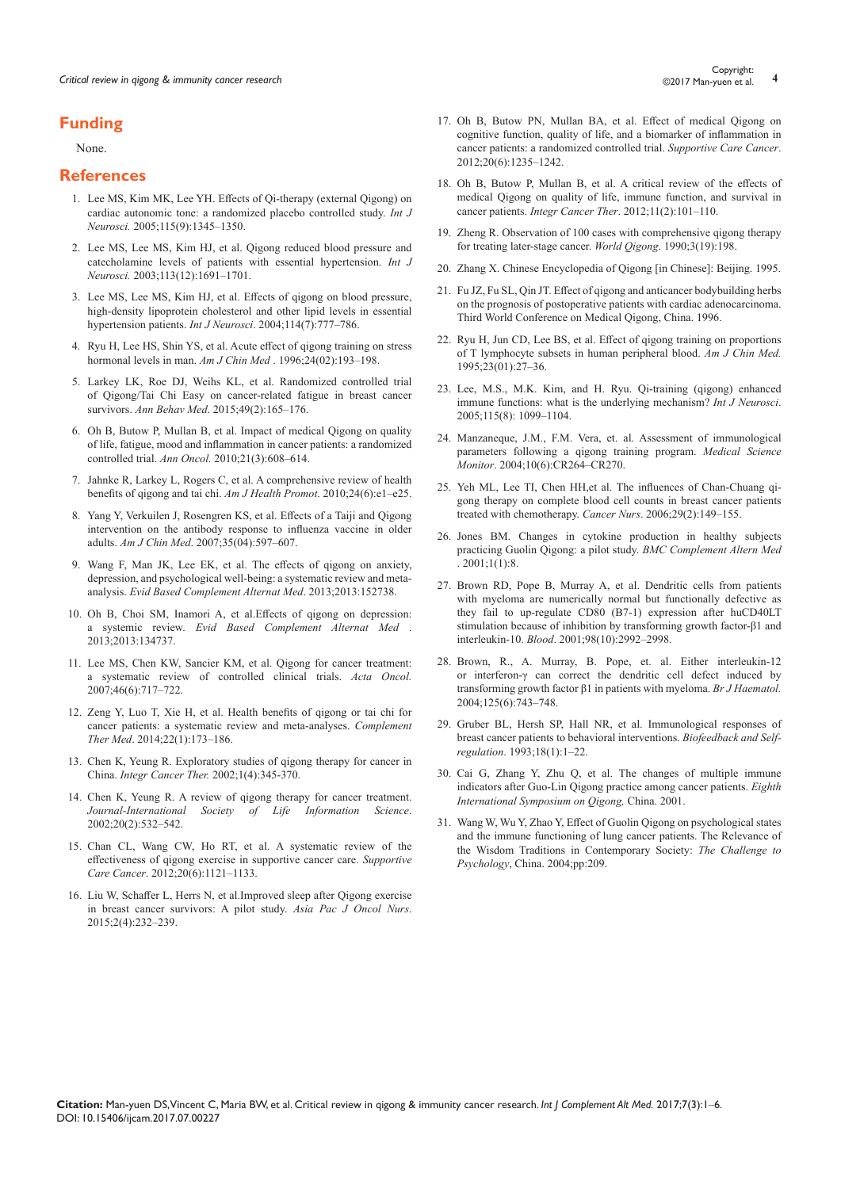## Funding

None.

## References

1. Lee MS, Kim MK, Lee YH. Effects of Qi-therapy (external Qigong) on cardiac autonomic tone: a randomized placebo controlled study. *Int J Neurosci.* 2005;115(9):1345–1350.
2. Lee MS, Lee MS, Kim HJ, et al. Qigong reduced blood pressure and catecholamine levels of patients with essential hypertension. *Int J Neurosci.* 2003;113(12):1691–1701.
3. Lee MS, Lee MS, Kim HJ, et al. Effects of qigong on blood pressure, high-density lipoprotein cholesterol and other lipid levels in essential hypertension patients. *Int J Neurosci*. 2004;114(7):777–786.
4. Ryu H, Lee HS, Shin YS, et al. Acute effect of qigong training on stress hormonal levels in man. *Am J Chin Med* . 1996;24(02):193–198.
5. Larkey LK, Roe DJ, Weihs KL, et al. Randomized controlled trial of Qigong/Tai Chi Easy on cancer-related fatigue in breast cancer survivors. *Ann Behav Med*. 2015;49(2):165–176.
6. Oh B, Butow P, Mullan B, et al. Impact of medical Qigong on quality of life, fatigue, mood and inflammation in cancer patients: a randomized controlled trial. *Ann Oncol.* 2010;21(3):608–614.
7. Jahnke R, Larkey L, Rogers C, et al. A comprehensive review of health benefits of qigong and tai chi. *Am J Health Promot*. 2010;24(6):e1–e25.
8. Yang Y, Verkuilen J, Rosengren KS, et al. Effects of a Taiji and Qigong intervention on the antibody response to influenza vaccine in older adults. *Am J Chin Med*. 2007;35(04):597–607.
9. Wang F, Man JK, Lee EK, et al. The effects of qigong on anxiety, depression, and psychological well-being: a systematic review and meta-analysis. *Evid Based Complement Alternat Med*. 2013;2013:152738.
10. Oh B, Choi SM, Inamori A, et al.Effects of qigong on depression: a systemic review. *Evid Based Complement Alternat Med* . 2013;2013:134737.
11. Lee MS, Chen KW, Sancier KM, et al. Qigong for cancer treatment: a systematic review of controlled clinical trials. *Acta Oncol.* 2007;46(6):717–722.
12. Zeng Y, Luo T, Xie H, et al. Health benefits of qigong or tai chi for cancer patients: a systematic review and meta-analyses. *Complement Ther Med*. 2014;22(1):173–186.
13. Chen K, Yeung R. Exploratory studies of qigong therapy for cancer in China. *Integr Cancer Ther.* 2002;1(4):345-370.
14. Chen K, Yeung R. A review of qigong therapy for cancer treatment. *Journal-International Society of Life Information Science*. 2002;20(2):532–542.
15. Chan CL, Wang CW, Ho RT, et al. A systematic review of the effectiveness of qigong exercise in supportive cancer care. *Supportive Care Cancer*. 2012;20(6):1121–1133.
16. Liu W, Schaffer L, Herrs N, et al.Improved sleep after Qigong exercise in breast cancer survivors: A pilot study. *Asia Pac J Oncol Nurs*. 2015;2(4):232–239.
17. Oh B, Butow PN, Mullan BA, et al. Effect of medical Qigong on cognitive function, quality of life, and a biomarker of inflammation in cancer patients: a randomized controlled trial. *Supportive Care Cancer*. 2012;20(6):1235–1242.
18. Oh B, Butow P, Mullan B, et al. A critical review of the effects of medical Qigong on quality of life, immune function, and survival in cancer patients. *Integr Cancer Ther*. 2012;11(2):101–110.
19. Zheng R. Observation of 100 cases with comprehensive qigong therapy for treating later-stage cancer. *World Qigong*. 1990;3(19):198.
20. Zhang X. Chinese Encyclopedia of Qigong [in Chinese]: Beijing. 1995.
21. Fu JZ, Fu SL, Qin JT. Effect of qigong and anticancer bodybuilding herbs on the prognosis of postoperative patients with cardiac adenocarcinoma. Third World Conference on Medical Qigong, China. 1996.
22. Ryu H, Jun CD, Lee BS, et al. Effect of qigong training on proportions of T lymphocyte subsets in human peripheral blood. *Am J Chin Med.* 1995;23(01):27–36.
23. Lee, M.S., M.K. Kim, and H. Ryu. Qi-training (qigong) enhanced immune functions: what is the underlying mechanism? *Int J Neurosci*. 2005;115(8): 1099–1104.
24. Manzaneque, J.M., F.M. Vera, et. al. Assessment of immunological parameters following a qigong training program. *Medical Science Monitor*. 2004;10(6):CR264–CR270.
25. Yeh ML, Lee TI, Chen HH,et al. The influences of Chan-Chuang qi-gong therapy on complete blood cell counts in breast cancer patients treated with chemotherapy. *Cancer Nurs*. 2006;29(2):149–155.
26. Jones BM. Changes in cytokine production in healthy subjects practicing Guolin Qigong: a pilot study. *BMC Complement Altern Med* . 2001;1(1):8.
27. Brown RD, Pope B, Murray A, et al. Dendritic cells from patients with myeloma are numerically normal but functionally defective as they fail to up-regulate CD80 (B7-1) expression after huCD40LT stimulation because of inhibition by transforming growth factor-β1 and interleukin-10. *Blood*. 2001;98(10):2992–2998.
28. Brown, R., A. Murray, B. Pope, et. al. Either interleukin-12 or interferon-γ can correct the dendritic cell defect induced by transforming growth factor β1 in patients with myeloma. *Br J Haematol.* 2004;125(6):743–748.
29. Gruber BL, Hersh SP, Hall NR, et al. Immunological responses of breast cancer patients to behavioral interventions. *Biofeedback and Self-regulation*. 1993;18(1):1–22.
30. Cai G, Zhang Y, Zhu Q, et al. The changes of multiple immune indicators after Guo-Lin Qigong practice among cancer patients. *Eighth International Symposium on Qigong,* China. 2001.
31. Wang W, Wu Y, Zhao Y, Effect of Guolin Qigong on psychological states and the immune functioning of lung cancer patients. The Relevance of the Wisdom Traditions in Contemporary Society: *The Challenge to Psychology*, China. 2004;pp:209.